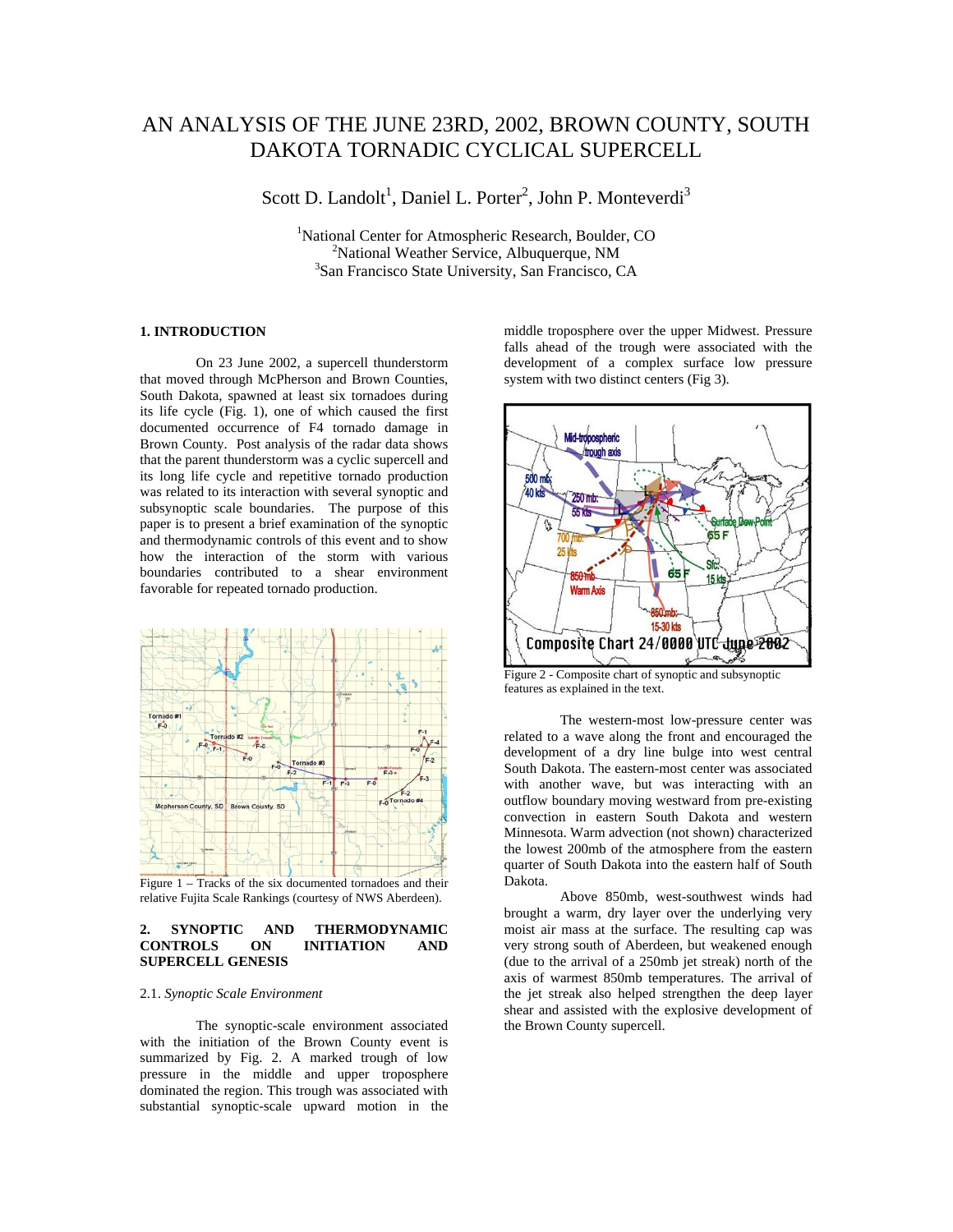# AN ANALYSIS OF THE JUNE 23RD, 2002, BROWN COUNTY, SOUTH DAKOTA TORNADIC CYCLICAL SUPERCELL

Scott D. Landolt[1], Daniel L. Porter[2], John P. Monteverdi[3]

[1]National Center for Atmospheric Research, Boulder, CO
[2]National Weather Service, Albuquerque, NM
[3]San Francisco State University, San Francisco, CA

## 1. INTRODUCTION

On 23 June 2002, a supercell thunderstorm that moved through McPherson and Brown Counties, South Dakota, spawned at least six tornadoes during its life cycle (Fig. 1), one of which caused the first documented occurrence of F4 tornado damage in Brown County. Post analysis of the radar data shows that the parent thunderstorm was a cyclic supercell and its long life cycle and repetitive tornado production was related to its interaction with several synoptic and subsynoptic scale boundaries. The purpose of this paper is to present a brief examination of the synoptic and thermodynamic controls of this event and to show how the interaction of the storm with various boundaries contributed to a shear environment favorable for repeated tornado production.

Figure 1 – Tracks of the six documented tornadoes and their relative Fujita Scale Rankings (courtesy of NWS Aberdeen).

## 2. SYNOPTIC AND THERMODYNAMIC CONTROLS ON INITIATION AND SUPERCELL GENESIS

### 2.1. *Synoptic Scale Environment*

The synoptic-scale environment associated with the initiation of the Brown County event is summarized by Fig. 2. A marked trough of low pressure in the middle and upper troposphere dominated the region. This trough was associated with substantial synoptic-scale upward motion in the middle troposphere over the upper Midwest. Pressure falls ahead of the trough were associated with the development of a complex surface low pressure system with two distinct centers (Fig 3).

Figure 2 - Composite chart of synoptic and subsynoptic features as explained in the text.

The western-most low-pressure center was related to a wave along the front and encouraged the development of a dry line bulge into west central South Dakota. The eastern-most center was associated with another wave, but was interacting with an outflow boundary moving westward from pre-existing convection in eastern South Dakota and western Minnesota. Warm advection (not shown) characterized the lowest 200mb of the atmosphere from the eastern quarter of South Dakota into the eastern half of South Dakota.

Above 850mb, west-southwest winds had brought a warm, dry layer over the underlying very moist air mass at the surface. The resulting cap was very strong south of Aberdeen, but weakened enough (due to the arrival of a 250mb jet streak) north of the axis of warmest 850mb temperatures. The arrival of the jet streak also helped strengthen the deep layer shear and assisted with the explosive development of the Brown County supercell.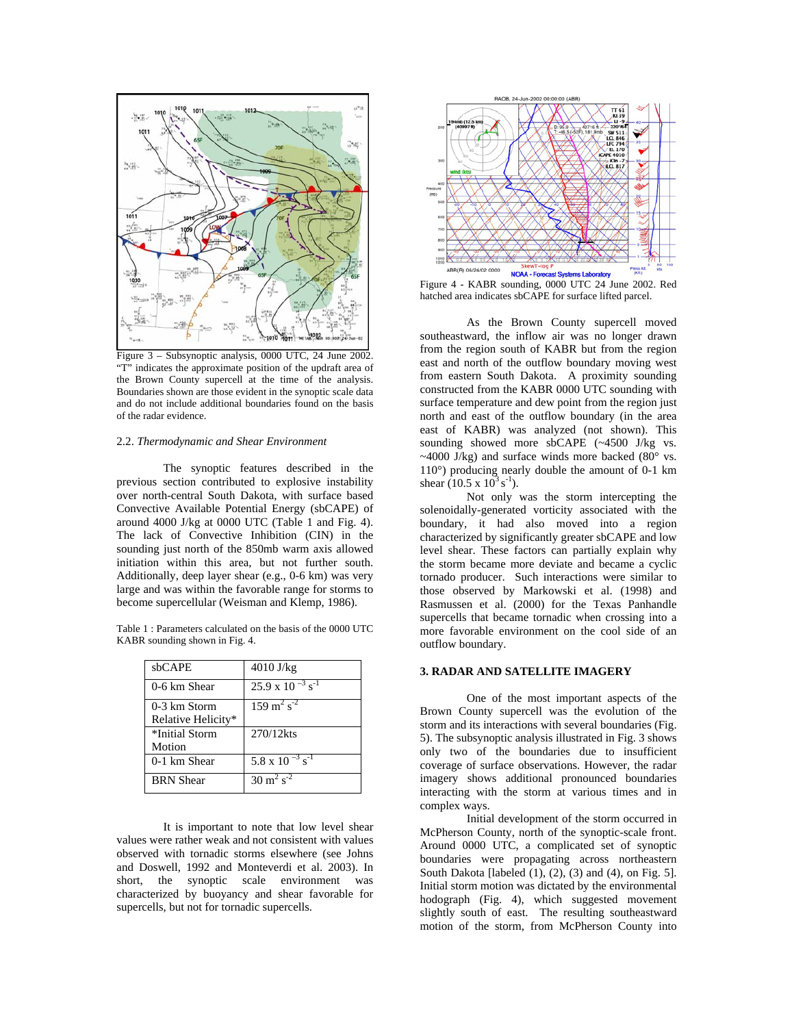Figure 3 – Subsynoptic analysis, 0000 UTC, 24 June 2002. "T" indicates the approximate position of the updraft area of the Brown County supercell at the time of the analysis. Boundaries shown are those evident in the synoptic scale data and do not include additional boundaries found on the basis of the radar evidence.

### 2.2. *Thermodynamic and Shear Environment*

The synoptic features described in the previous section contributed to explosive instability over north-central South Dakota, with surface based Convective Available Potential Energy (sbCAPE) of around 4000 J/kg at 0000 UTC (Table 1 and Fig. 4). The lack of Convective Inhibition (CIN) in the sounding just north of the 850mb warm axis allowed initiation within this area, but not further south. Additionally, deep layer shear (e.g., 0-6 km) was very large and was within the favorable range for storms to become supercellular (Weisman and Klemp, 1986).

Table 1 : Parameters calculated on the basis of the 0000 UTC KABR sounding shown in Fig. 4.

| | |
|---|---|
| sbCAPE | 4010 J/kg |
| 0-6 km Shear | $25.9 \times 10^{-3}\ s^{-1}$ |
| 0-3 km Storm Relative Helicity* | $159\ m^2\ s^{-2}$ |
| *Initial Storm Motion | 270/12kts |
| 0-1 km Shear | $5.8 \times 10^{-3}\ s^{-1}$ |
| BRN Shear | $30\ m^2\ s^{-2}$ |

It is important to note that low level shear values were rather weak and not consistent with values observed with tornadic storms elsewhere (see Johns and Doswell, 1992 and Monteverdi et al. 2003). In short, the synoptic scale environment was characterized by buoyancy and shear favorable for supercells, but not for tornadic supercells.

Figure 4 - KABR sounding, 0000 UTC 24 June 2002. Red hatched area indicates sbCAPE for surface lifted parcel.

As the Brown County supercell moved southeastward, the inflow air was no longer drawn from the region south of KABR but from the region east and north of the outflow boundary moving west from eastern South Dakota. A proximity sounding constructed from the KABR 0000 UTC sounding with surface temperature and dew point from the region just north and east of the outflow boundary (in the area east of KABR) was analyzed (not shown). This sounding showed more sbCAPE (~4500 J/kg vs. ~4000 J/kg) and surface winds more backed (80° vs. 110°) producing nearly double the amount of 0-1 km shear ($10.5 \times 10^{3}\ s^{-1}$).

Not only was the storm intercepting the solenoidally-generated vorticity associated with the boundary, it had also moved into a region characterized by significantly greater sbCAPE and low level shear. These factors can partially explain why the storm became more deviate and became a cyclic tornado producer. Such interactions were similar to those observed by Markowski et al. (1998) and Rasmussen et al. (2000) for the Texas Panhandle supercells that became tornadic when crossing into a more favorable environment on the cool side of an outflow boundary.

## 3. RADAR AND SATELLITE IMAGERY

One of the most important aspects of the Brown County supercell was the evolution of the storm and its interactions with several boundaries (Fig. 5). The subsynoptic analysis illustrated in Fig. 3 shows only two of the boundaries due to insufficient coverage of surface observations. However, the radar imagery shows additional pronounced boundaries interacting with the storm at various times and in complex ways.

Initial development of the storm occurred in McPherson County, north of the synoptic-scale front. Around 0000 UTC, a complicated set of synoptic boundaries were propagating across northeastern South Dakota [labeled (1), (2), (3) and (4), on Fig. 5]. Initial storm motion was dictated by the environmental hodograph (Fig. 4), which suggested movement slightly south of east. The resulting southeastward motion of the storm, from McPherson County into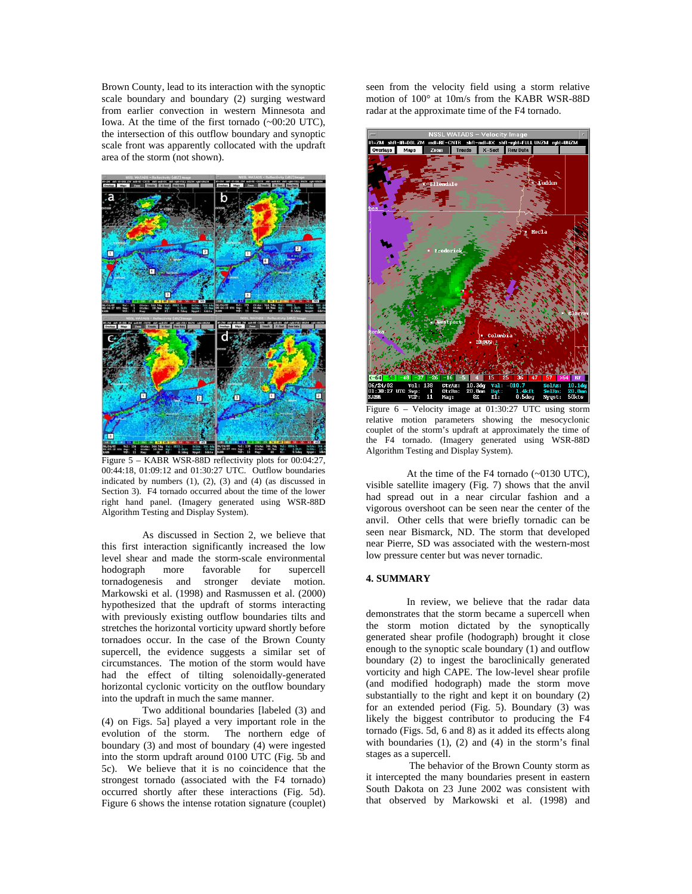Brown County, lead to its interaction with the synoptic scale boundary and boundary (2) surging westward from earlier convection in western Minnesota and Iowa. At the time of the first tornado (~00:20 UTC), the intersection of this outflow boundary and synoptic scale front was apparently collocated with the updraft area of the storm (not shown).

Figure 5 – KABR WSR-88D reflectivity plots for 00:04:27, 00:44:18, 01:09:12 and 01:30:27 UTC. Outflow boundaries indicated by numbers (1), (2), (3) and (4) (as discussed in Section 3). F4 tornado occurred about the time of the lower right hand panel. (Imagery generated using WSR-88D Algorithm Testing and Display System).

As discussed in Section 2, we believe that this first interaction significantly increased the low level shear and made the storm-scale environmental hodograph more favorable for supercell tornadogenesis and stronger deviate motion. Markowski et al. (1998) and Rasmussen et al. (2000) hypothesized that the updraft of storms interacting with previously existing outflow boundaries tilts and stretches the horizontal vorticity upward shortly before tornadoes occur. In the case of the Brown County supercell, the evidence suggests a similar set of circumstances. The motion of the storm would have had the effect of tilting solenoidally-generated horizontal cyclonic vorticity on the outflow boundary into the updraft in much the same manner.

Two additional boundaries [labeled (3) and (4) on Figs. 5a] played a very important role in the evolution of the storm. The northern edge of boundary (3) and most of boundary (4) were ingested into the storm updraft around 0100 UTC (Fig. 5b and 5c). We believe that it is no coincidence that the strongest tornado (associated with the F4 tornado) occurred shortly after these interactions (Fig. 5d). Figure 6 shows the intense rotation signature (couplet) seen from the velocity field using a storm relative motion of 100° at 10m/s from the KABR WSR-88D radar at the approximate time of the F4 tornado.

Figure 6 – Velocity image at 01:30:27 UTC using storm relative motion parameters showing the mesocyclonic couplet of the storm's updraft at approximately the time of the F4 tornado. (Imagery generated using WSR-88D Algorithm Testing and Display System).

At the time of the F4 tornado (~0130 UTC), visible satellite imagery (Fig. 7) shows that the anvil had spread out in a near circular fashion and a vigorous overshoot can be seen near the center of the anvil. Other cells that were briefly tornadic can be seen near Bismarck, ND. The storm that developed near Pierre, SD was associated with the western-most low pressure center but was never tornadic.

## 4. SUMMARY

In review, we believe that the radar data demonstrates that the storm became a supercell when the storm motion dictated by the synoptically generated shear profile (hodograph) brought it close enough to the synoptic scale boundary (1) and outflow boundary (2) to ingest the baroclinically generated vorticity and high CAPE. The low-level shear profile (and modified hodograph) made the storm move substantially to the right and kept it on boundary (2) for an extended period (Fig. 5). Boundary (3) was likely the biggest contributor to producing the F4 tornado (Figs. 5d, 6 and 8) as it added its effects along with boundaries (1), (2) and (4) in the storm's final stages as a supercell.

The behavior of the Brown County storm as it intercepted the many boundaries present in eastern South Dakota on 23 June 2002 was consistent with that observed by Markowski et al. (1998) and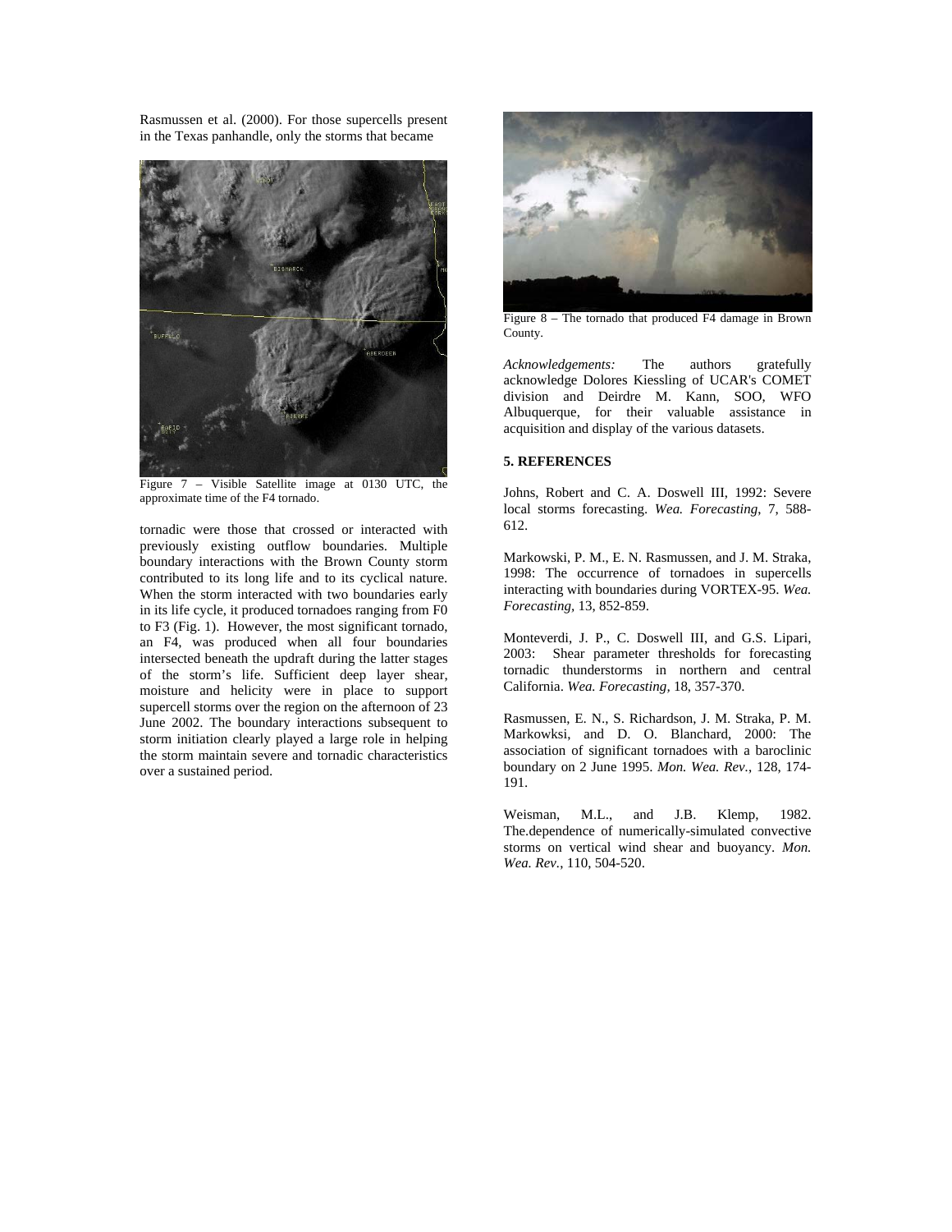Rasmussen et al. (2000). For those supercells present in the Texas panhandle, only the storms that became

Figure 7 – Visible Satellite image at 0130 UTC, the approximate time of the F4 tornado.

tornadic were those that crossed or interacted with previously existing outflow boundaries. Multiple boundary interactions with the Brown County storm contributed to its long life and to its cyclical nature. When the storm interacted with two boundaries early in its life cycle, it produced tornadoes ranging from F0 to F3 (Fig. 1). However, the most significant tornado, an F4, was produced when all four boundaries intersected beneath the updraft during the latter stages of the storm's life. Sufficient deep layer shear, moisture and helicity were in place to support supercell storms over the region on the afternoon of 23 June 2002. The boundary interactions subsequent to storm initiation clearly played a large role in helping the storm maintain severe and tornadic characteristics over a sustained period.

Figure 8 – The tornado that produced F4 damage in Brown County.

*Acknowledgements:* The authors gratefully acknowledge Dolores Kiessling of UCAR's COMET division and Deirdre M. Kann, SOO, WFO Albuquerque, for their valuable assistance in acquisition and display of the various datasets.

## 5. REFERENCES

Johns, Robert and C. A. Doswell III, 1992: Severe local storms forecasting. *Wea. Forecasting*, 7, 588-612.

Markowski, P. M., E. N. Rasmussen, and J. M. Straka, 1998: The occurrence of tornadoes in supercells interacting with boundaries during VORTEX-95. *Wea. Forecasting*, 13, 852-859.

Monteverdi, J. P., C. Doswell III, and G.S. Lipari, 2003: Shear parameter thresholds for forecasting tornadic thunderstorms in northern and central California. *Wea. Forecasting*, 18, 357-370.

Rasmussen, E. N., S. Richardson, J. M. Straka, P. M. Markowksi, and D. O. Blanchard, 2000: The association of significant tornadoes with a baroclinic boundary on 2 June 1995. *Mon. Wea. Rev.*, 128, 174-191.

Weisman, M.L., and J.B. Klemp, 1982. The.dependence of numerically-simulated convective storms on vertical wind shear and buoyancy. *Mon. Wea. Rev.*, 110, 504-520.